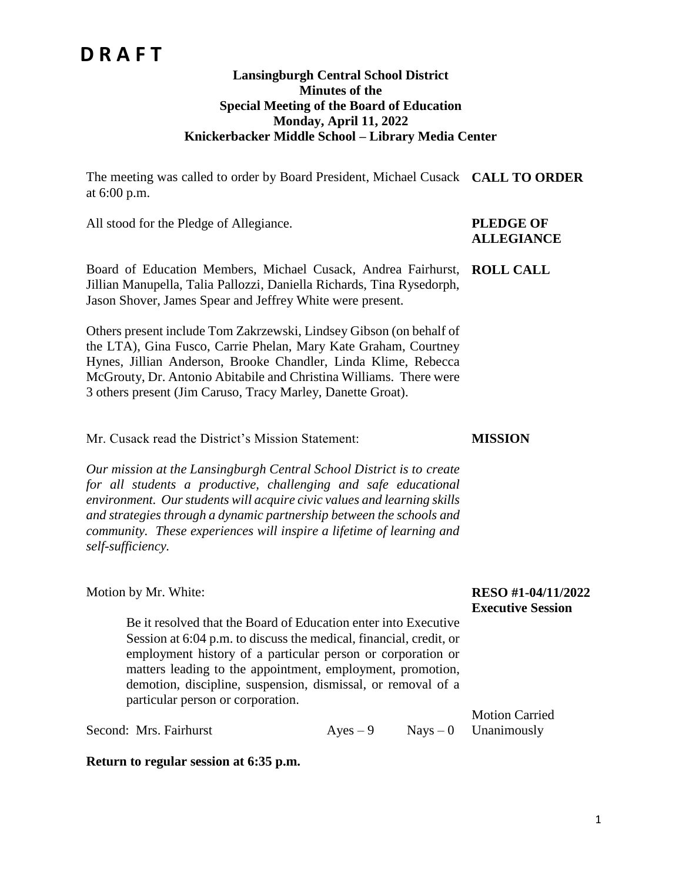# D R A F T

**Lansingburgh Central School District**
**Minutes of the**
**Special Meeting of the Board of Education**
**Monday, April 11, 2022**
**Knickerbacker Middle School – Library Media Center**

**CALL TO ORDER**

The meeting was called to order by Board President, Michael Cusack at 6:00 p.m.

**PLEDGE OF ALLEGIANCE**

All stood for the Pledge of Allegiance.

**ROLL CALL**

Board of Education Members, Michael Cusack, Andrea Fairhurst, Jillian Manupella, Talia Pallozzi, Daniella Richards, Tina Rysedorph, Jason Shover, James Spear and Jeffrey White were present.

Others present include Tom Zakrzewski, Lindsey Gibson (on behalf of the LTA), Gina Fusco, Carrie Phelan, Mary Kate Graham, Courtney Hynes, Jillian Anderson, Brooke Chandler, Linda Klime, Rebecca McGrouty, Dr. Antonio Abitabile and Christina Williams. There were 3 others present (Jim Caruso, Tracy Marley, Danette Groat).

**MISSION**

Mr. Cusack read the District's Mission Statement:

*Our mission at the Lansingburgh Central School District is to create for all students a productive, challenging and safe educational environment. Our students will acquire civic values and learning skills and strategies through a dynamic partnership between the schools and community. These experiences will inspire a lifetime of learning and self-sufficiency.*

**RESO #1-04/11/2022**
**Executive Session**

Motion by Mr. White:

> Be it resolved that the Board of Education enter into Executive Session at 6:04 p.m. to discuss the medical, financial, credit, or employment history of a particular person or corporation or matters leading to the appointment, employment, promotion, demotion, discipline, suspension, dismissal, or removal of a particular person or corporation.

Second: Mrs. Fairhurst    Ayes – 9    Nays – 0    Motion Carried Unanimously

**Return to regular session at 6:35 p.m.**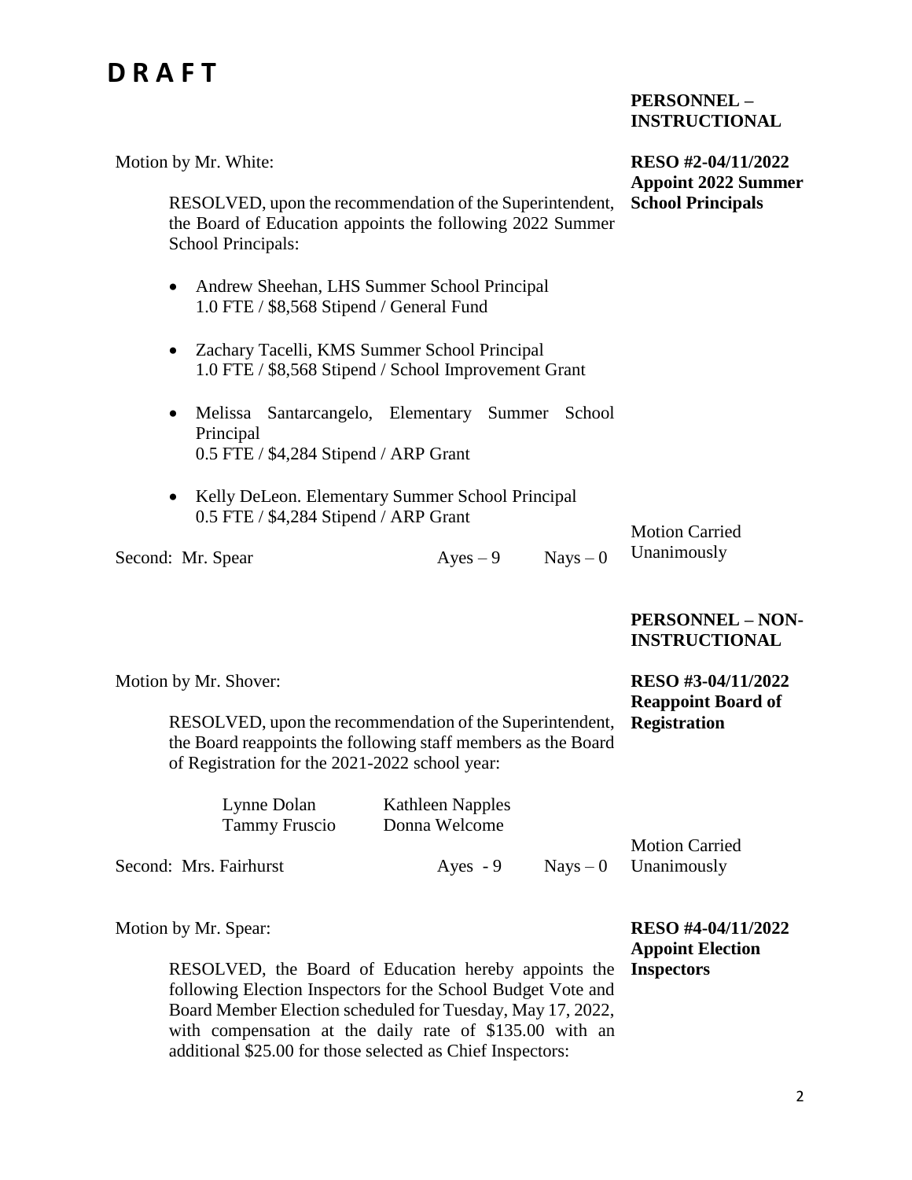# D R A F T

**PERSONNEL – INSTRUCTIONAL**

**RESO #2-04/11/2022 Appoint 2022 Summer School Principals**

Motion by Mr. White:

RESOLVED, upon the recommendation of the Superintendent, the Board of Education appoints the following 2022 Summer School Principals:

- Andrew Sheehan, LHS Summer School Principal
  1.0 FTE / $8,568 Stipend / General Fund
- Zachary Tacelli, KMS Summer School Principal
  1.0 FTE / $8,568 Stipend / School Improvement Grant
- Melissa Santarcangelo, Elementary Summer School Principal
  0.5 FTE / $4,284 Stipend / ARP Grant
- Kelly DeLeon. Elementary Summer School Principal
  0.5 FTE / $4,284 Stipend / ARP Grant

Second: Mr. Spear    Ayes – 9    Nays – 0

Motion Carried Unanimously

**PERSONNEL – NON-INSTRUCTIONAL**

**RESO #3-04/11/2022 Reappoint Board of Registration**

Motion by Mr. Shover:

RESOLVED, upon the recommendation of the Superintendent, the Board reappoints the following staff members as the Board of Registration for the 2021-2022 school year:

| | |
|---|---|
| Lynne Dolan | Kathleen Napples |
| Tammy Fruscio | Donna Welcome |

Second: Mrs. Fairhurst    Ayes - 9    Nays – 0

Motion Carried Unanimously

**RESO #4-04/11/2022 Appoint Election Inspectors**

Motion by Mr. Spear:

RESOLVED, the Board of Education hereby appoints the following Election Inspectors for the School Budget Vote and Board Member Election scheduled for Tuesday, May 17, 2022, with compensation at the daily rate of $135.00 with an additional $25.00 for those selected as Chief Inspectors: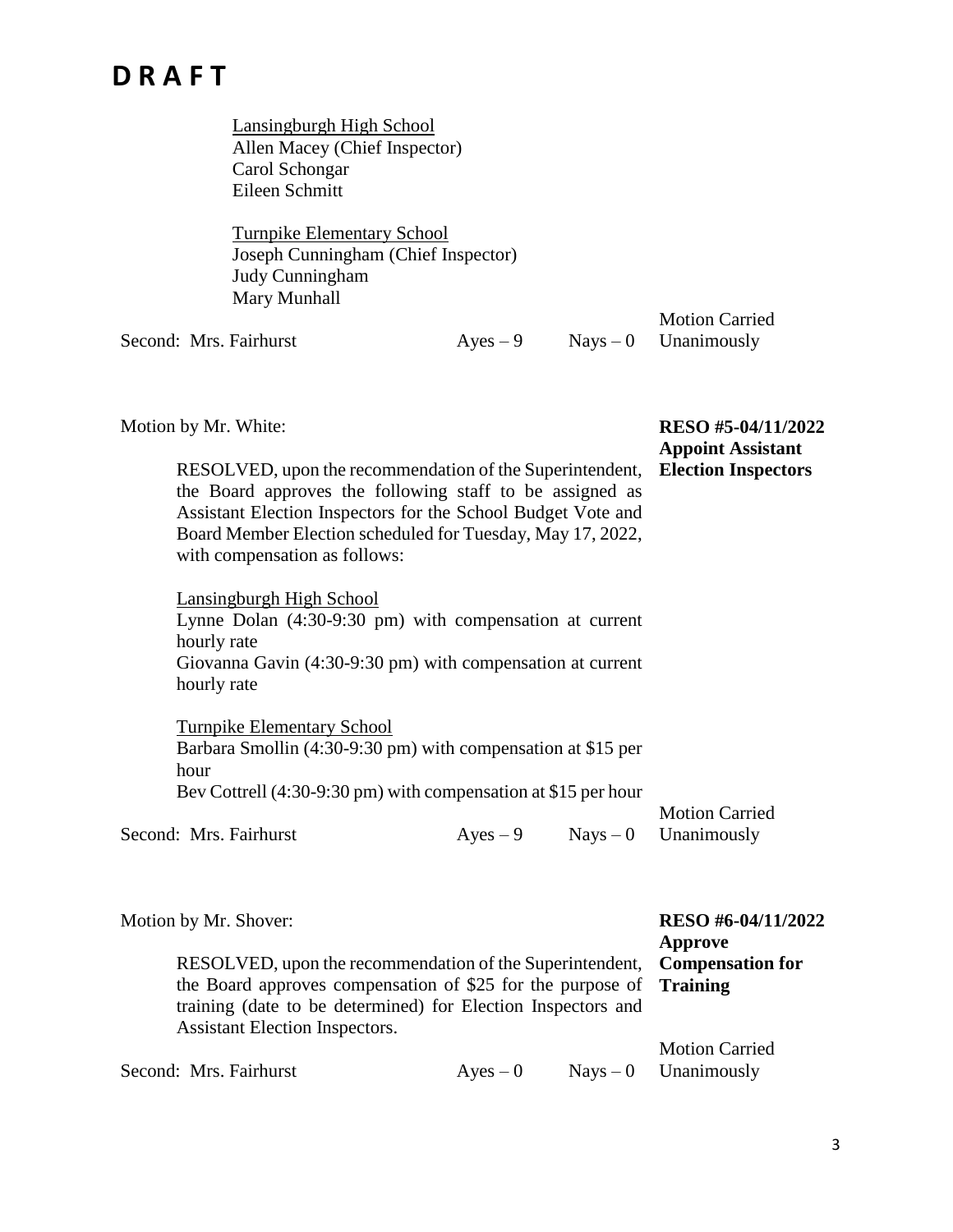# D R A F T

Lansingburgh High School
Allen Macey (Chief Inspector)
Carol Schongar
Eileen Schmitt

Turnpike Elementary School
Joseph Cunningham (Chief Inspector)
Judy Cunningham
Mary Munhall

Second: Mrs. Fairhurst Ayes – 9 Nays – 0 Motion Carried Unanimously

Motion by Mr. White:

**RESO #5-04/11/2022 Appoint Assistant Election Inspectors**

RESOLVED, upon the recommendation of the Superintendent, the Board approves the following staff to be assigned as Assistant Election Inspectors for the School Budget Vote and Board Member Election scheduled for Tuesday, May 17, 2022, with compensation as follows:

Lansingburgh High School
Lynne Dolan (4:30-9:30 pm) with compensation at current hourly rate
Giovanna Gavin (4:30-9:30 pm) with compensation at current hourly rate

Turnpike Elementary School
Barbara Smollin (4:30-9:30 pm) with compensation at $15 per hour
Bev Cottrell (4:30-9:30 pm) with compensation at $15 per hour

Second: Mrs. Fairhurst Ayes – 9 Nays – 0 Motion Carried Unanimously

Motion by Mr. Shover:

**RESO #6-04/11/2022 Approve Compensation for Training**

RESOLVED, upon the recommendation of the Superintendent, the Board approves compensation of $25 for the purpose of training (date to be determined) for Election Inspectors and Assistant Election Inspectors.

Second: Mrs. Fairhurst Ayes – 0 Nays – 0 Motion Carried Unanimously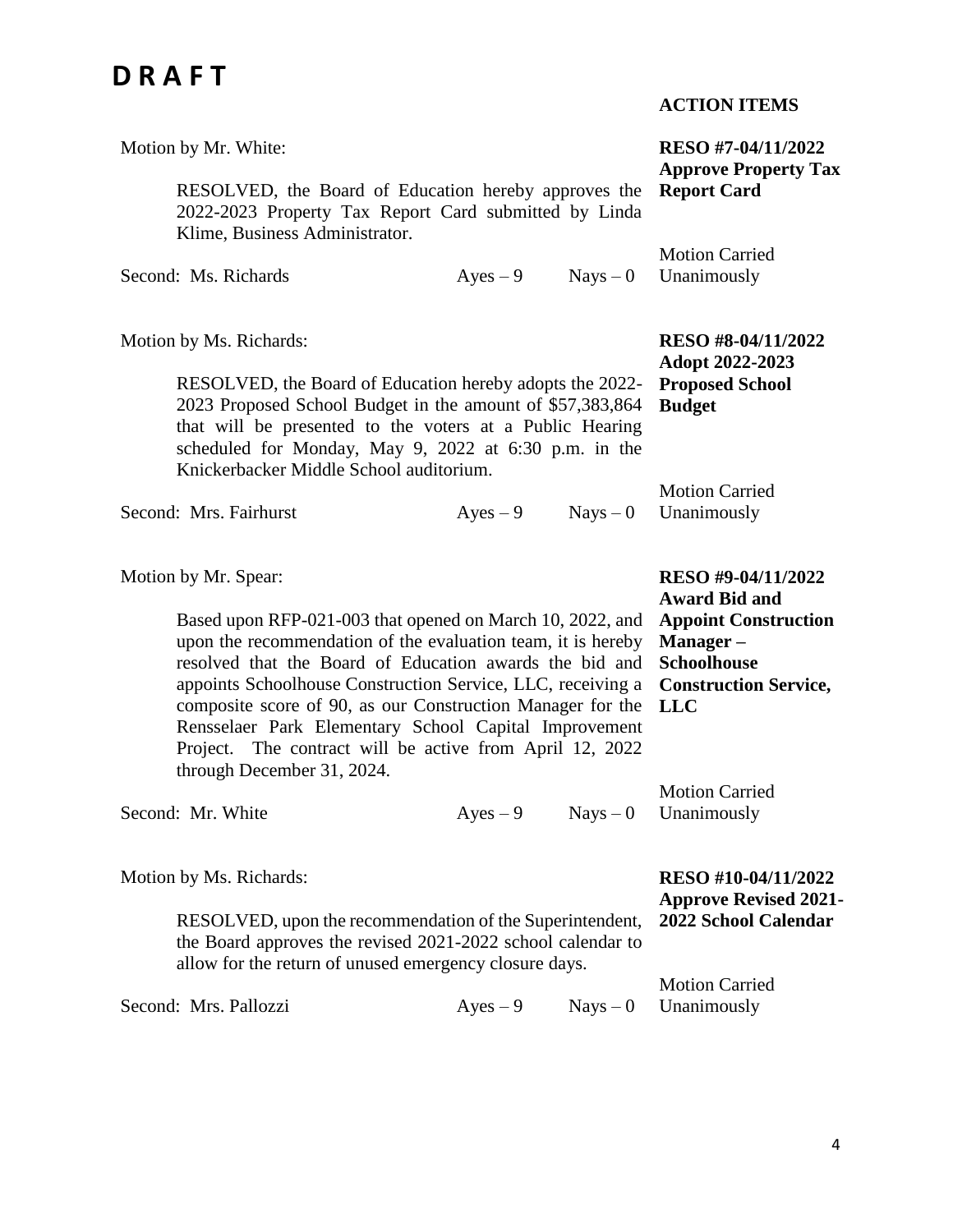# D R A F T

**ACTION ITEMS**

Motion by Mr. White:

**RESO #7-04/11/2022**
**Approve Property Tax Report Card**

RESOLVED, the Board of Education hereby approves the 2022-2023 Property Tax Report Card submitted by Linda Klime, Business Administrator.

Second: Ms. Richards  Ayes – 9  Nays – 0

Motion Carried Unanimously

Motion by Ms. Richards:

**RESO #8-04/11/2022**
**Adopt 2022-2023 Proposed School Budget**

RESOLVED, the Board of Education hereby adopts the 2022-2023 Proposed School Budget in the amount of $57,383,864 that will be presented to the voters at a Public Hearing scheduled for Monday, May 9, 2022 at 6:30 p.m. in the Knickerbacker Middle School auditorium.

Second: Mrs. Fairhurst  Ayes – 9  Nays – 0

Motion Carried Unanimously

Motion by Mr. Spear:

**RESO #9-04/11/2022**
**Award Bid and Appoint Construction Manager – Schoolhouse Construction Service, LLC**

Based upon RFP-021-003 that opened on March 10, 2022, and upon the recommendation of the evaluation team, it is hereby resolved that the Board of Education awards the bid and appoints Schoolhouse Construction Service, LLC, receiving a composite score of 90, as our Construction Manager for the Rensselaer Park Elementary School Capital Improvement Project. The contract will be active from April 12, 2022 through December 31, 2024.

Second: Mr. White  Ayes – 9  Nays – 0

Motion Carried Unanimously

Motion by Ms. Richards:

**RESO #10-04/11/2022**
**Approve Revised 2021-2022 School Calendar**

RESOLVED, upon the recommendation of the Superintendent, the Board approves the revised 2021-2022 school calendar to allow for the return of unused emergency closure days.

Second: Mrs. Pallozzi  Ayes – 9  Nays – 0

Motion Carried Unanimously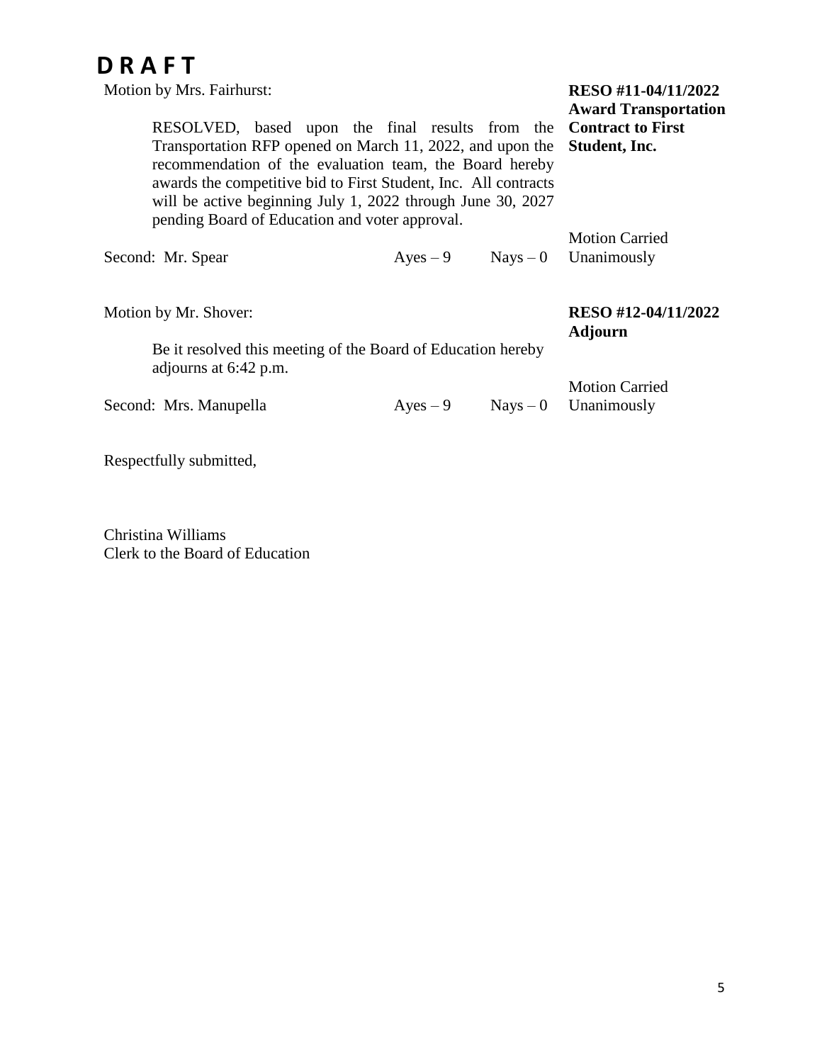# D R A F T

Motion by Mrs. Fairhurst:

**RESO #11-04/11/2022**
**Award Transportation Contract to First Student, Inc.**

RESOLVED, based upon the final results from the Transportation RFP opened on March 11, 2022, and upon the recommendation of the evaluation team, the Board hereby awards the competitive bid to First Student, Inc. All contracts will be active beginning July 1, 2022 through June 30, 2027 pending Board of Education and voter approval.

Second: Mr. Spear    Ayes – 9    Nays – 0    Motion Carried Unanimously

Motion by Mr. Shover:

**RESO #12-04/11/2022**
**Adjourn**

Be it resolved this meeting of the Board of Education hereby adjourns at 6:42 p.m.

Second: Mrs. Manupella    Ayes – 9    Nays – 0    Motion Carried Unanimously

Respectfully submitted,

Christina Williams
Clerk to the Board of Education